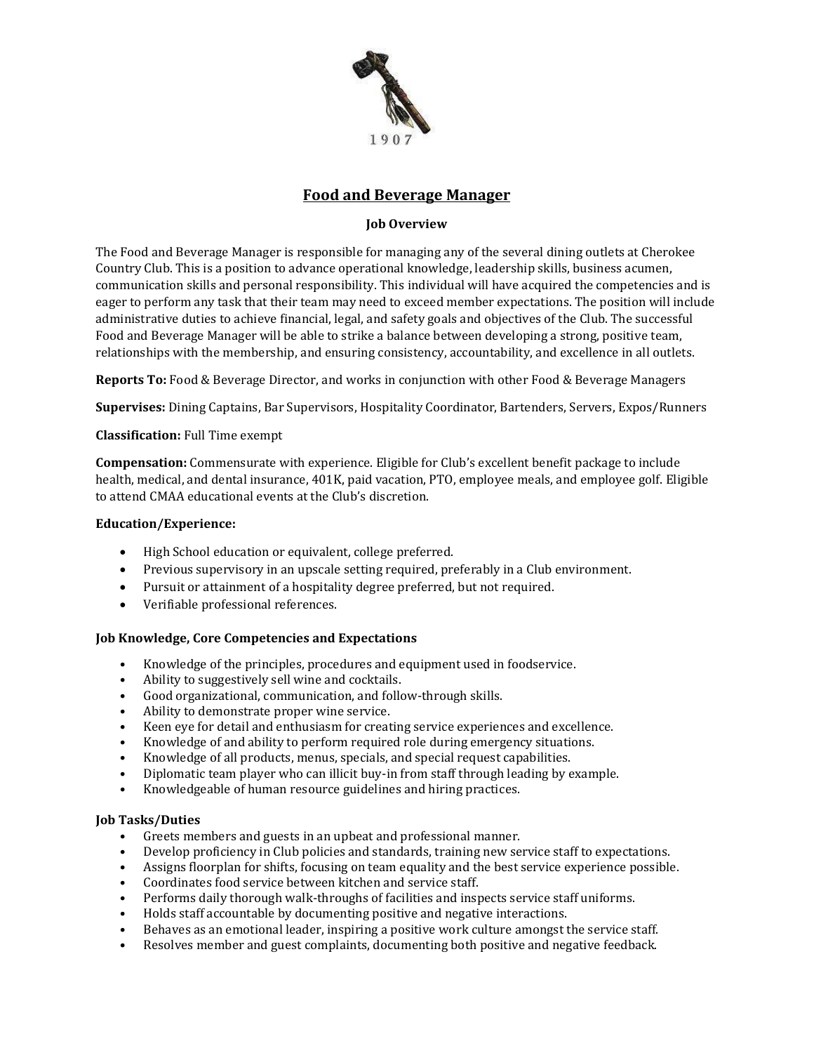1907

# Food and Beverage Manager

**Job Overview**

The Food and Beverage Manager is responsible for managing any of the several dining outlets at Cherokee Country Club. This is a position to advance operational knowledge, leadership skills, business acumen, communication skills and personal responsibility. This individual will have acquired the competencies and is eager to perform any task that their team may need to exceed member expectations. The position will include administrative duties to achieve financial, legal, and safety goals and objectives of the Club. The successful Food and Beverage Manager will be able to strike a balance between developing a strong, positive team, relationships with the membership, and ensuring consistency, accountability, and excellence in all outlets.

**Reports To:** Food & Beverage Director, and works in conjunction with other Food & Beverage Managers

**Supervises:** Dining Captains, Bar Supervisors, Hospitality Coordinator, Bartenders, Servers, Expos/Runners

**Classification:** Full Time exempt

**Compensation:** Commensurate with experience. Eligible for Club's excellent benefit package to include health, medical, and dental insurance, 401K, paid vacation, PTO, employee meals, and employee golf. Eligible to attend CMAA educational events at the Club's discretion.

**Education/Experience:**

- High School education or equivalent, college preferred.
- Previous supervisory in an upscale setting required, preferably in a Club environment.
- Pursuit or attainment of a hospitality degree preferred, but not required.
- Verifiable professional references.

**Job Knowledge, Core Competencies and Expectations**

- Knowledge of the principles, procedures and equipment used in foodservice.
- Ability to suggestively sell wine and cocktails.
- Good organizational, communication, and follow-through skills.
- Ability to demonstrate proper wine service.
- Keen eye for detail and enthusiasm for creating service experiences and excellence.
- Knowledge of and ability to perform required role during emergency situations.
- Knowledge of all products, menus, specials, and special request capabilities.
- Diplomatic team player who can illicit buy-in from staff through leading by example.
- Knowledgeable of human resource guidelines and hiring practices.

**Job Tasks/Duties**

- Greets members and guests in an upbeat and professional manner.
- Develop proficiency in Club policies and standards, training new service staff to expectations.
- Assigns floorplan for shifts, focusing on team equality and the best service experience possible.
- Coordinates food service between kitchen and service staff.
- Performs daily thorough walk-throughs of facilities and inspects service staff uniforms.
- Holds staff accountable by documenting positive and negative interactions.
- Behaves as an emotional leader, inspiring a positive work culture amongst the service staff.
- Resolves member and guest complaints, documenting both positive and negative feedback.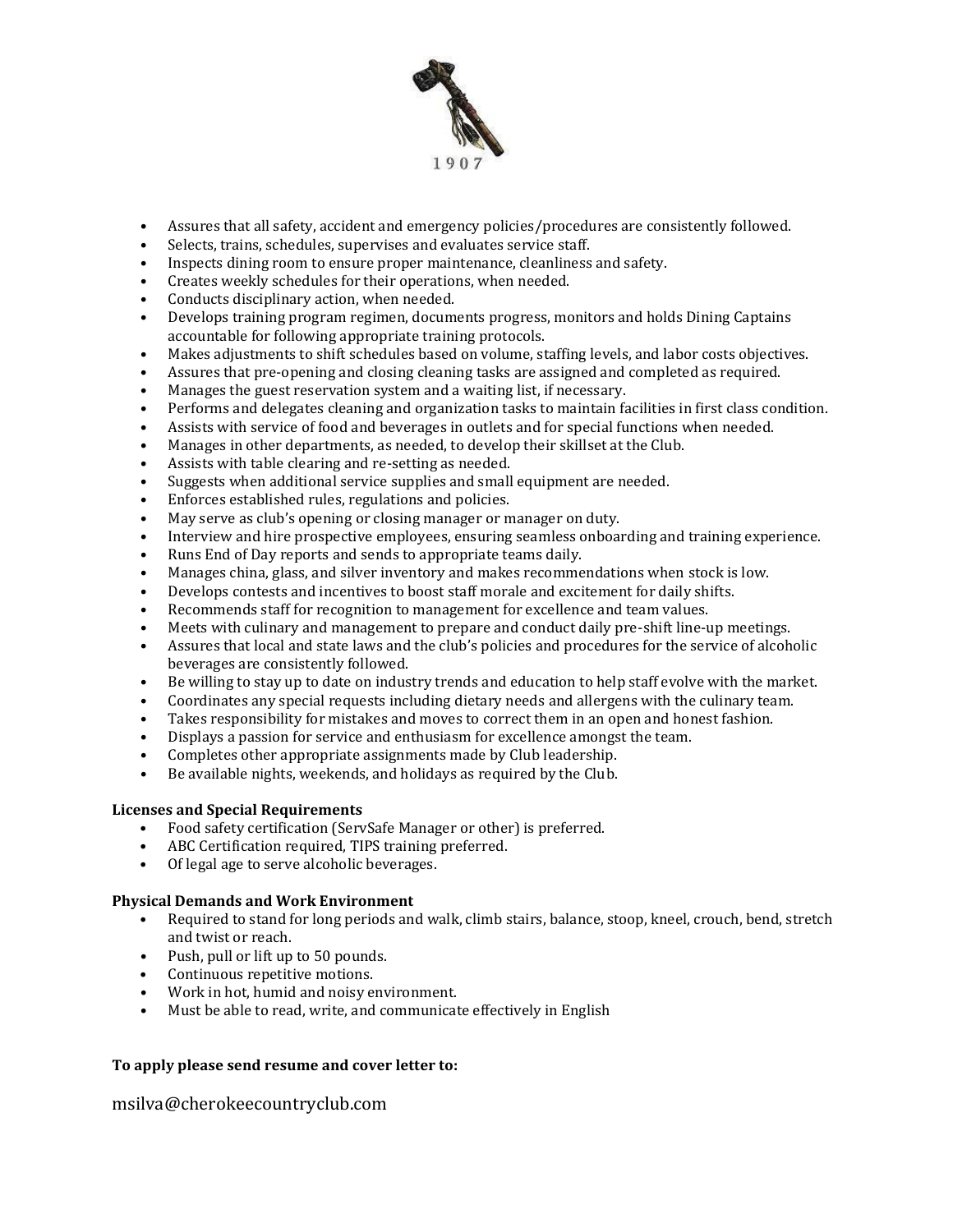1907

- Assures that all safety, accident and emergency policies/procedures are consistently followed.
- Selects, trains, schedules, supervises and evaluates service staff.
- Inspects dining room to ensure proper maintenance, cleanliness and safety.
- Creates weekly schedules for their operations, when needed.
- Conducts disciplinary action, when needed.
- Develops training program regimen, documents progress, monitors and holds Dining Captains accountable for following appropriate training protocols.
- Makes adjustments to shift schedules based on volume, staffing levels, and labor costs objectives.
- Assures that pre-opening and closing cleaning tasks are assigned and completed as required.
- Manages the guest reservation system and a waiting list, if necessary.
- Performs and delegates cleaning and organization tasks to maintain facilities in first class condition.
- Assists with service of food and beverages in outlets and for special functions when needed.
- Manages in other departments, as needed, to develop their skillset at the Club.
- Assists with table clearing and re-setting as needed.
- Suggests when additional service supplies and small equipment are needed.
- Enforces established rules, regulations and policies.
- May serve as club's opening or closing manager or manager on duty.
- Interview and hire prospective employees, ensuring seamless onboarding and training experience.
- Runs End of Day reports and sends to appropriate teams daily.
- Manages china, glass, and silver inventory and makes recommendations when stock is low.
- Develops contests and incentives to boost staff morale and excitement for daily shifts.
- Recommends staff for recognition to management for excellence and team values.
- Meets with culinary and management to prepare and conduct daily pre-shift line-up meetings.
- Assures that local and state laws and the club's policies and procedures for the service of alcoholic beverages are consistently followed.
- Be willing to stay up to date on industry trends and education to help staff evolve with the market.
- Coordinates any special requests including dietary needs and allergens with the culinary team.
- Takes responsibility for mistakes and moves to correct them in an open and honest fashion.
- Displays a passion for service and enthusiasm for excellence amongst the team.
- Completes other appropriate assignments made by Club leadership.
- Be available nights, weekends, and holidays as required by the Club.

**Licenses and Special Requirements**

- Food safety certification (ServSafe Manager or other) is preferred.
- ABC Certification required, TIPS training preferred.
- Of legal age to serve alcoholic beverages.

**Physical Demands and Work Environment**

- Required to stand for long periods and walk, climb stairs, balance, stoop, kneel, crouch, bend, stretch and twist or reach.
- Push, pull or lift up to 50 pounds.
- Continuous repetitive motions.
- Work in hot, humid and noisy environment.
- Must be able to read, write, and communicate effectively in English

**To apply please send resume and cover letter to:**

msilva@cherokeecountryclub.com